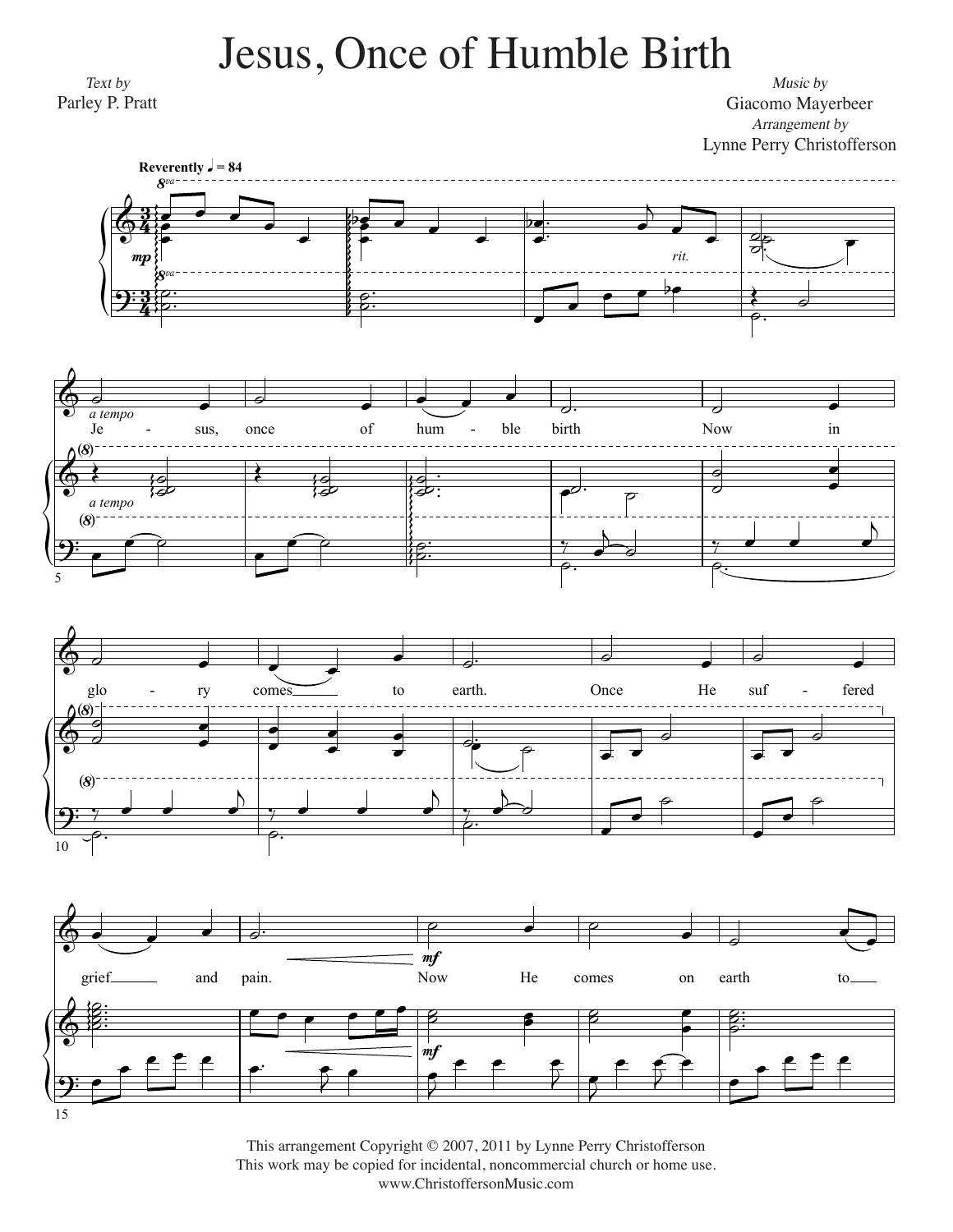# Jesus, Once of Humble Birth

*Text by*
Parley P. Pratt

*Music by*
Giacomo Mayerbeer
*Arrangement by*
Lynne Perry Christofferson

This arrangement Copyright © 2007, 2011 by Lynne Perry Christofferson
This work may be copied for incidental, noncommercial church or home use.
www.ChristoffersonMusic.com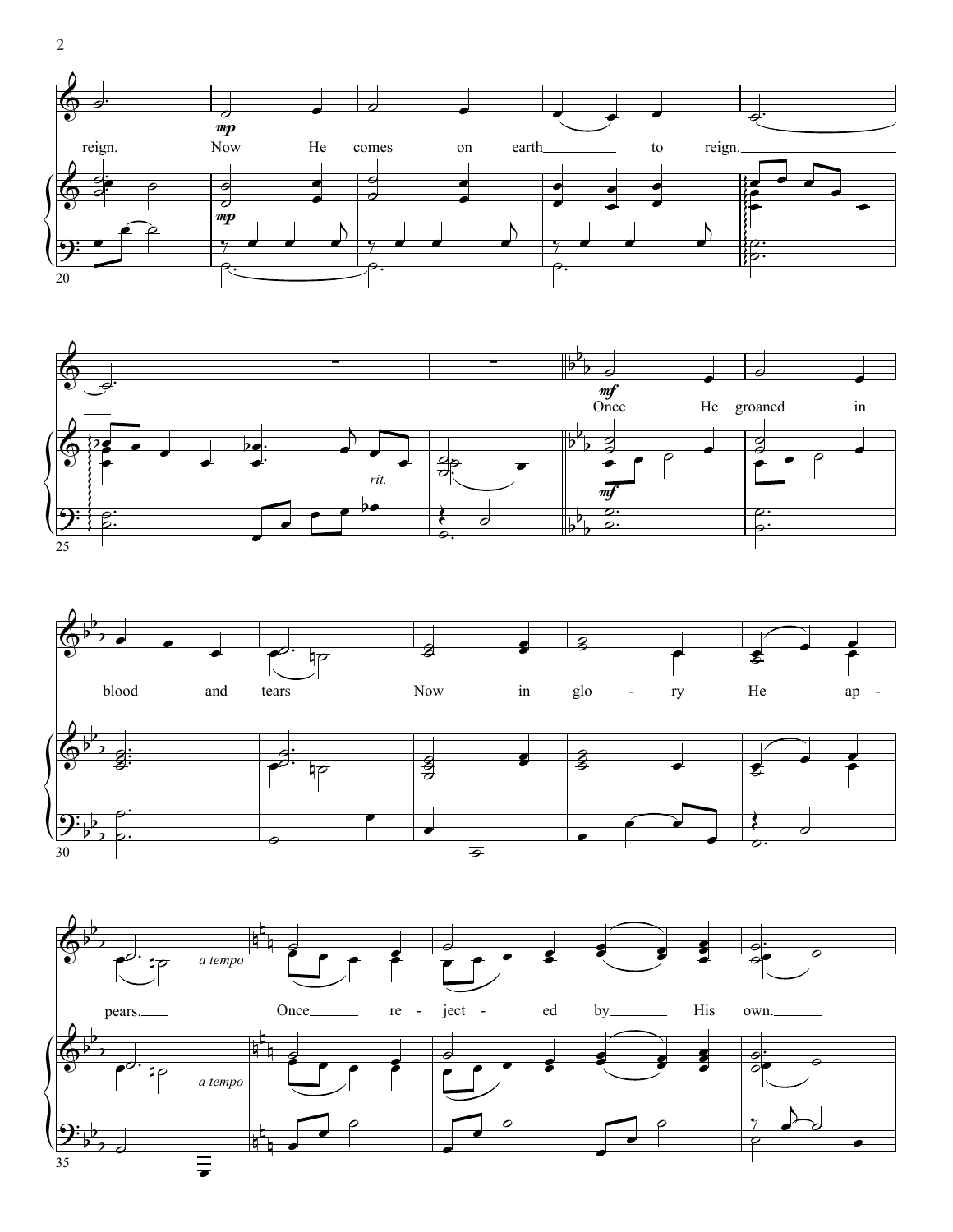reign. Now He comes on earth to reign.

Once He groaned in blood and tears Now in glo - ry He ap - pears. Once re - ject - ed by His own.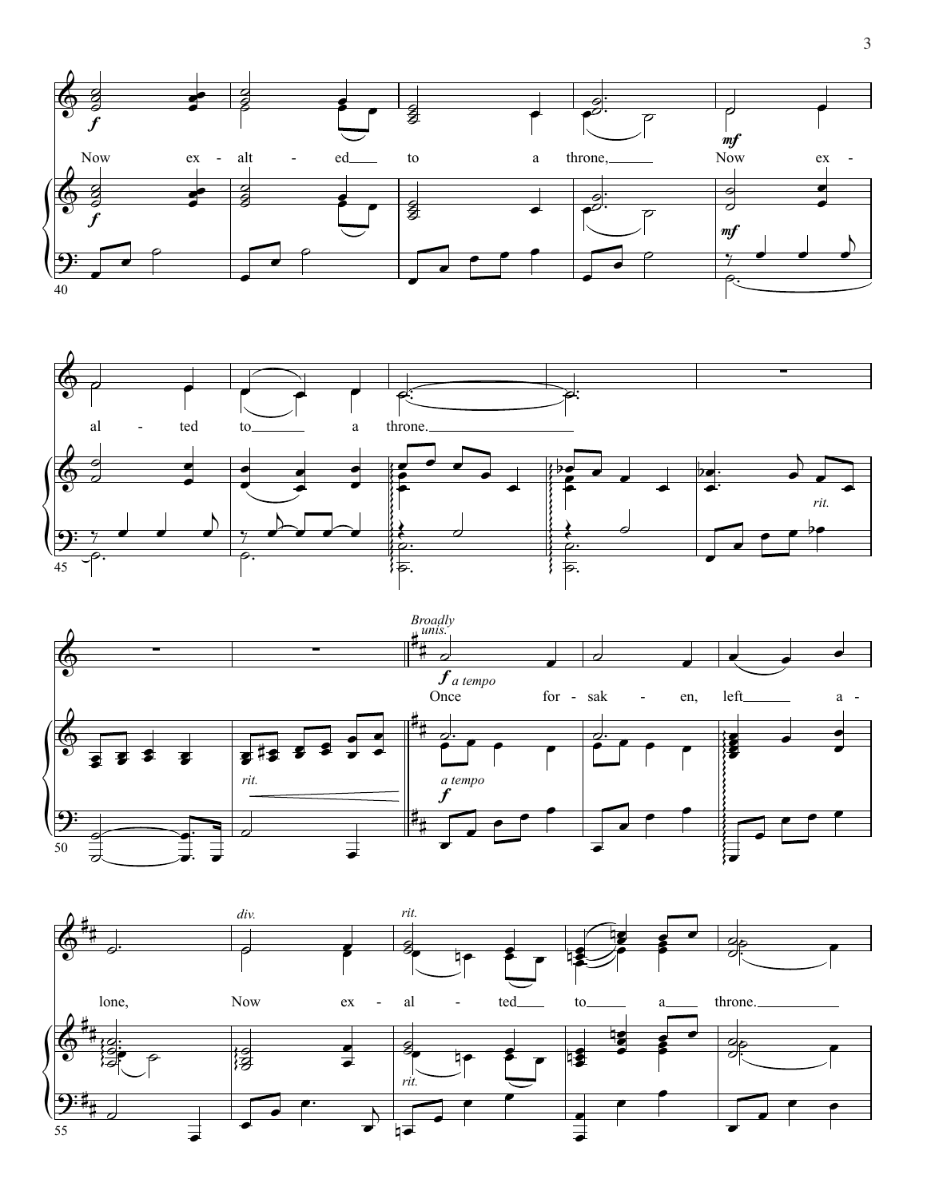Now ex - alt - ed to a throne, Now ex - al - ted to a throne.

*Broadly* *unis.*

*f a tempo*

Once for - sak - en, left a - lone, Now ex - al - ted to a throne.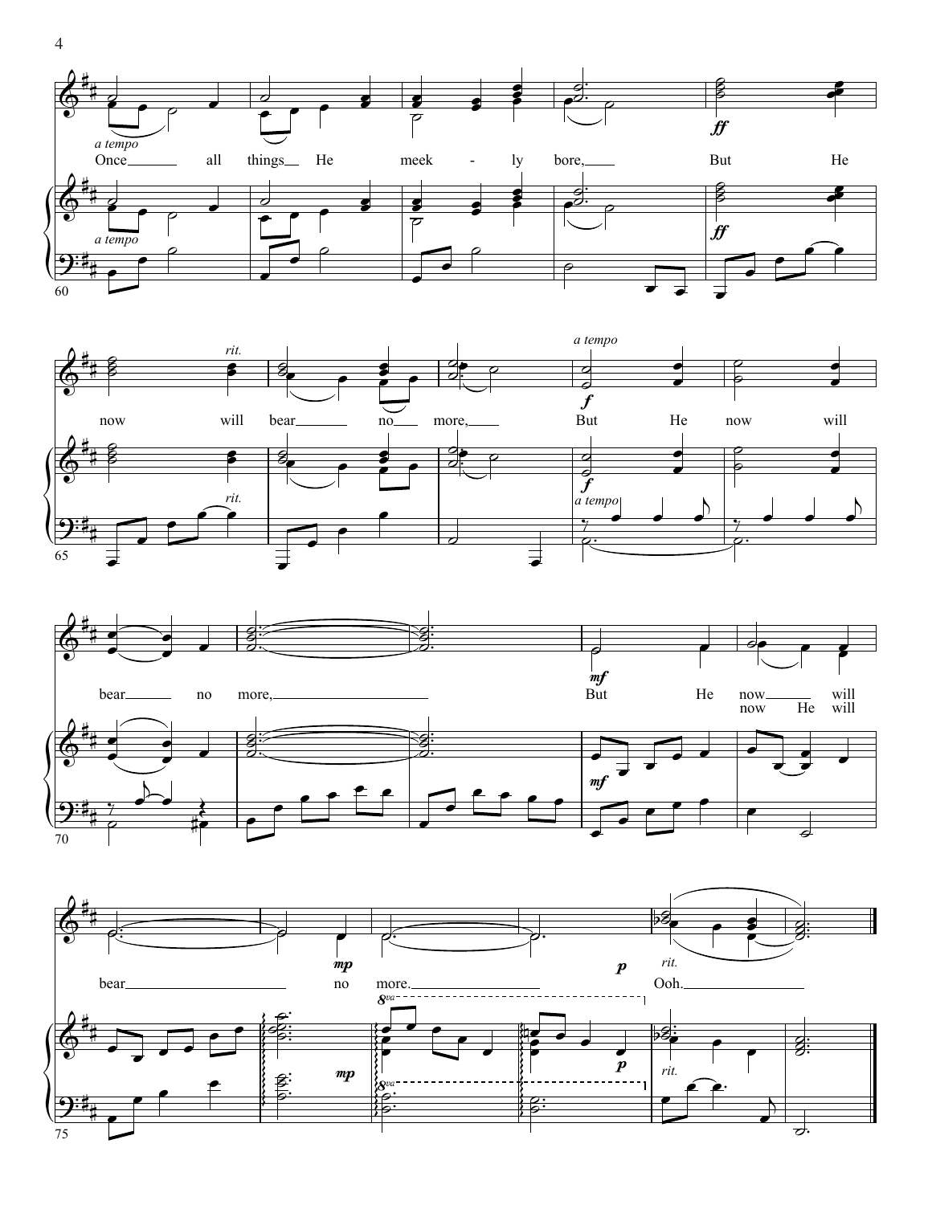*a tempo*

Once all things He meek - ly bore, But He

*ff*

now will bear no more,

*rit.*

*a tempo*

But He now will

*f*

bear no more,

But He now will

now He will

*mf*

bear no more.

*mp*

Ooh.

*p*

*rit.*